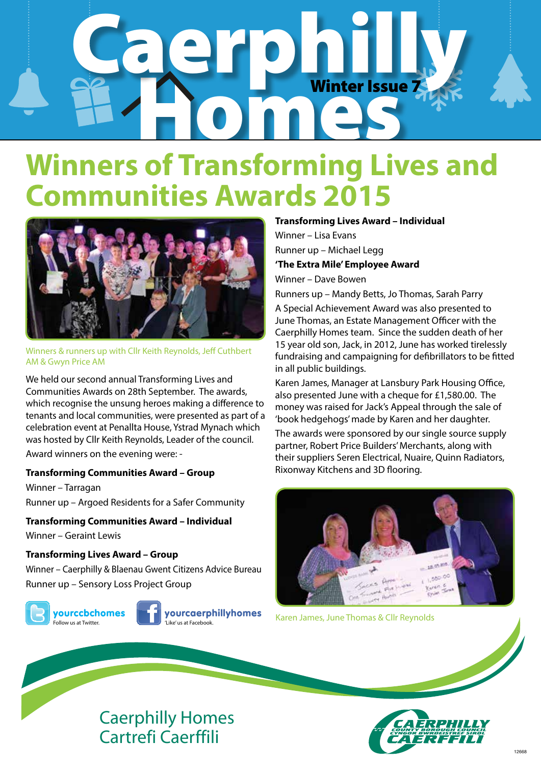# Caerphilly Homes

Winter Issue 7

## Winners of Transforming Lives and Communities Awards 2015

Winners & runners up with Cllr Keith Reynolds, Jeff Cuthbert AM & Gwyn Price AM

We held our second annual Transforming Lives and Communities Awards on 28th September. The awards, which recognise the unsung heroes making a difference to tenants and local communities, were presented as part of a celebration event at Penallta House, Ystrad Mynach which was hosted by Cllr Keith Reynolds, Leader of the council.

Award winners on the evening were: -

**Transforming Communities Award – Group**

Winner – Tarragan

Runner up – Argoed Residents for a Safer Community

**Transforming Communities Award – Individual**

Winner – Geraint Lewis

**Transforming Lives Award – Group**

Winner – Caerphilly & Blaenau Gwent Citizens Advice Bureau

Runner up – Sensory Loss Project Group

**Transforming Lives Award – Individual**

Winner – Lisa Evans

Runner up – Michael Legg

**'The Extra Mile' Employee Award**

Winner – Dave Bowen

Runners up – Mandy Betts, Jo Thomas, Sarah Parry

A Special Achievement Award was also presented to June Thomas, an Estate Management Officer with the Caerphilly Homes team. Since the sudden death of her 15 year old son, Jack, in 2012, June has worked tirelessly fundraising and campaigning for defibrillators to be fitted in all public buildings.

Karen James, Manager at Lansbury Park Housing Office, also presented June with a cheque for £1,580.00. The money was raised for Jack's Appeal through the sale of 'book hedgehogs' made by Karen and her daughter.

The awards were sponsored by our single source supply partner, Robert Price Builders' Merchants, along with their suppliers Seren Electrical, Nuaire, Quinn Radiators, Rixonway Kitchens and 3D flooring.

Karen James, June Thomas & Cllr Reynolds

yourccbchomes
Follow us at Twitter.

yourcaerphillyhomes
'Like' us at Facebook.

Caerphilly Homes
Cartrefi Caerffili

Caerphilly County Borough Council
Cyngor Bwrdeistref Sirol Caerffili

12668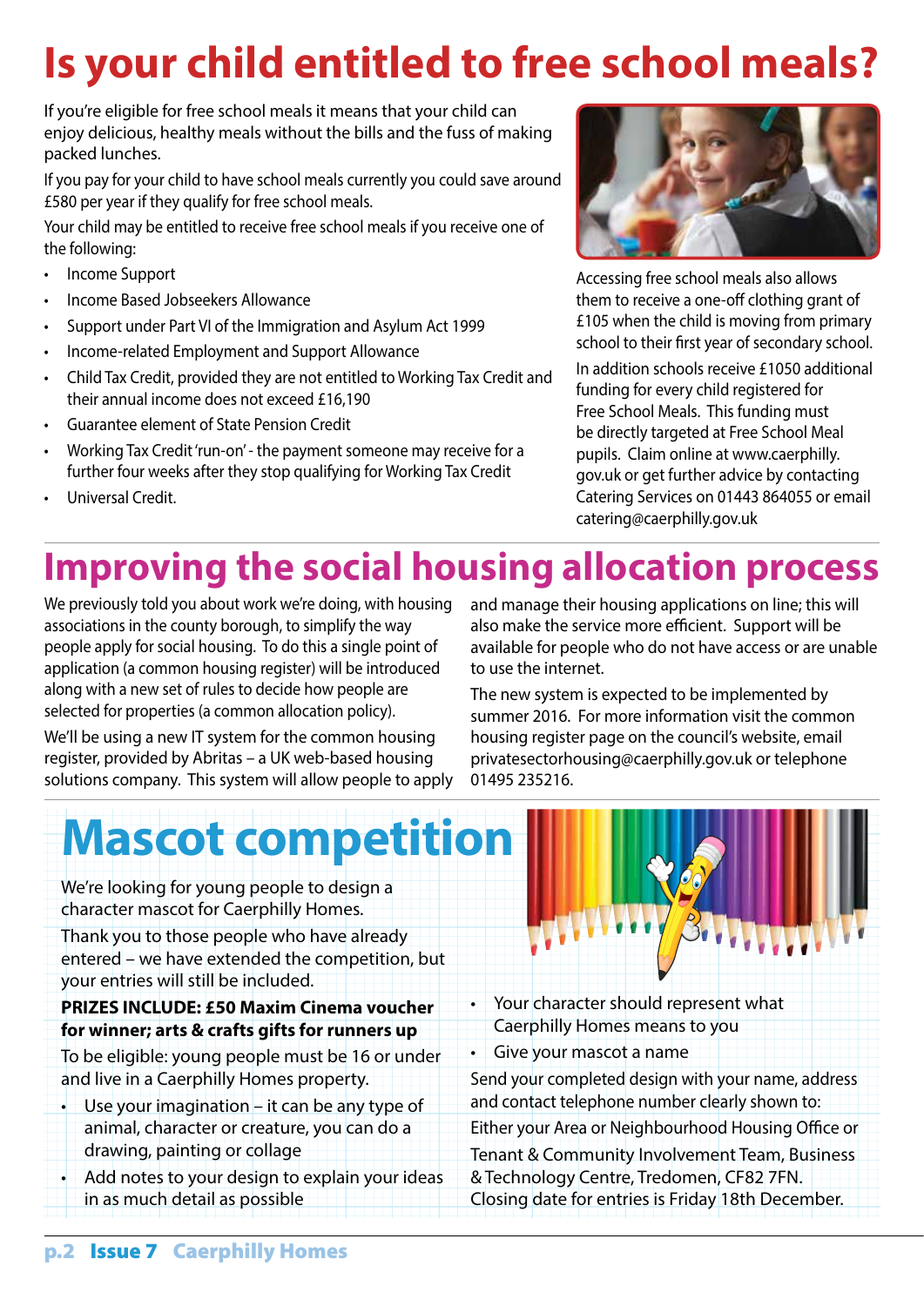# Is your child entitled to free school meals?

If you're eligible for free school meals it means that your child can enjoy delicious, healthy meals without the bills and the fuss of making packed lunches.

If you pay for your child to have school meals currently you could save around £580 per year if they qualify for free school meals.

Your child may be entitled to receive free school meals if you receive one of the following:

- Income Support
- Income Based Jobseekers Allowance
- Support under Part VI of the Immigration and Asylum Act 1999
- Income-related Employment and Support Allowance
- Child Tax Credit, provided they are not entitled to Working Tax Credit and their annual income does not exceed £16,190
- Guarantee element of State Pension Credit
- Working Tax Credit 'run-on' - the payment someone may receive for a further four weeks after they stop qualifying for Working Tax Credit
- Universal Credit.

Accessing free school meals also allows them to receive a one-off clothing grant of £105 when the child is moving from primary school to their first year of secondary school.

In addition schools receive £1050 additional funding for every child registered for Free School Meals. This funding must be directly targeted at Free School Meal pupils. Claim online at www.caerphilly.gov.uk or get further advice by contacting Catering Services on 01443 864055 or email catering@caerphilly.gov.uk

# Improving the social housing allocation process

We previously told you about work we're doing, with housing associations in the county borough, to simplify the way people apply for social housing. To do this a single point of application (a common housing register) will be introduced along with a new set of rules to decide how people are selected for properties (a common allocation policy).

We'll be using a new IT system for the common housing register, provided by Abritas – a UK web-based housing solutions company. This system will allow people to apply and manage their housing applications on line; this will also make the service more efficient. Support will be available for people who do not have access or are unable to use the internet.

The new system is expected to be implemented by summer 2016. For more information visit the common housing register page on the council's website, email privatesectorhousing@caerphilly.gov.uk or telephone 01495 235216.

# Mascot competition

We're looking for young people to design a character mascot for Caerphilly Homes.

Thank you to those people who have already entered – we have extended the competition, but your entries will still be included.

**PRIZES INCLUDE: £50 Maxim Cinema voucher for winner; arts & crafts gifts for runners up**

To be eligible: young people must be 16 or under and live in a Caerphilly Homes property.

- Use your imagination – it can be any type of animal, character or creature, you can do a drawing, painting or collage
- Add notes to your design to explain your ideas in as much detail as possible
- Your character should represent what Caerphilly Homes means to you
- Give your mascot a name

Send your completed design with your name, address and contact telephone number clearly shown to:

Either your Area or Neighbourhood Housing Office or

Tenant & Community Involvement Team, Business & Technology Centre, Tredomen, CF82 7FN.

Closing date for entries is Friday 18th December.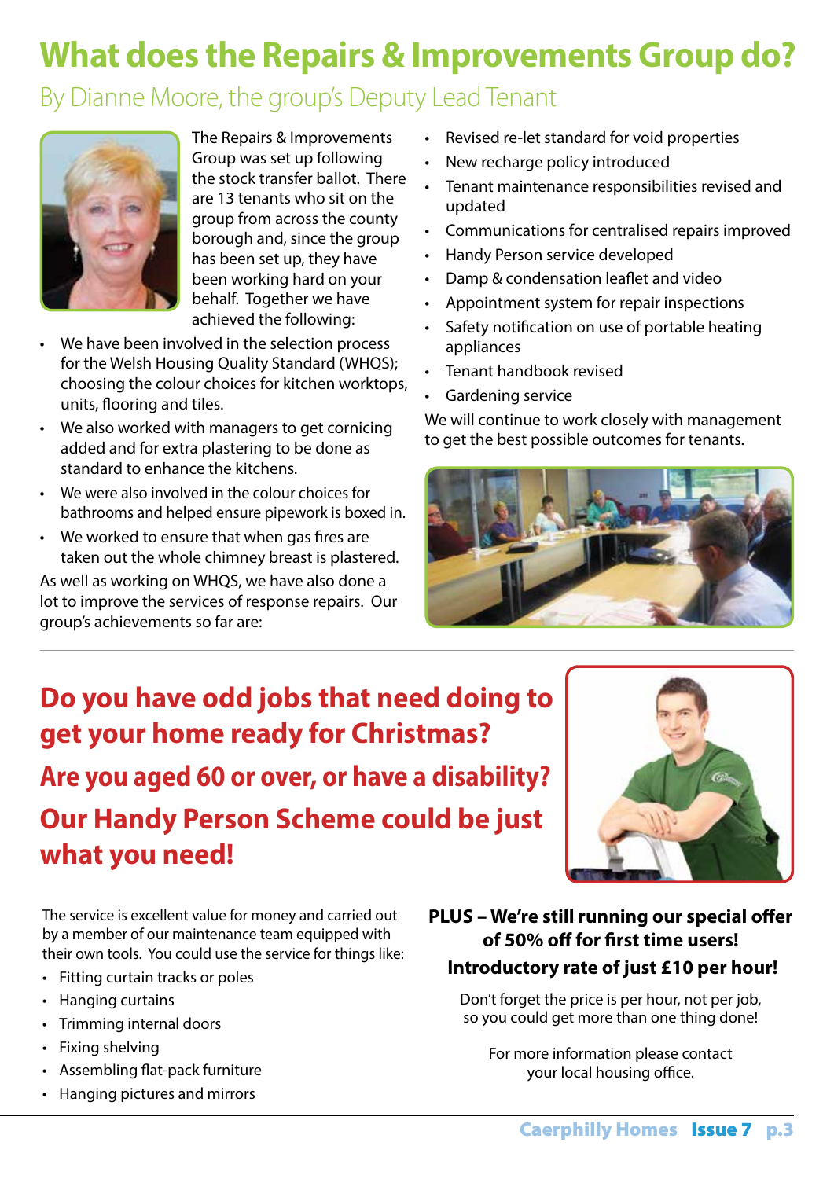# What does the Repairs & Improvements Group do?

## By Dianne Moore, the group's Deputy Lead Tenant

The Repairs & Improvements Group was set up following the stock transfer ballot. There are 13 tenants who sit on the group from across the county borough and, since the group has been set up, they have been working hard on your behalf. Together we have achieved the following:

- We have been involved in the selection process for the Welsh Housing Quality Standard (WHQS); choosing the colour choices for kitchen worktops, units, flooring and tiles.
- We also worked with managers to get cornicing added and for extra plastering to be done as standard to enhance the kitchens.
- We were also involved in the colour choices for bathrooms and helped ensure pipework is boxed in.
- We worked to ensure that when gas fires are taken out the whole chimney breast is plastered.

As well as working on WHQS, we have also done a lot to improve the services of response repairs. Our group's achievements so far are:

- Revised re-let standard for void properties
- New recharge policy introduced
- Tenant maintenance responsibilities revised and updated
- Communications for centralised repairs improved
- Handy Person service developed
- Damp & condensation leaflet and video
- Appointment system for repair inspections
- Safety notification on use of portable heating appliances
- Tenant handbook revised
- Gardening service

We will continue to work closely with management to get the best possible outcomes for tenants.

---

# Do you have odd jobs that need doing to get your home ready for Christmas?

## Are you aged 60 or over, or have a disability?

## Our Handy Person Scheme could be just what you need!

The service is excellent value for money and carried out by a member of our maintenance team equipped with their own tools. You could use the service for things like:

- Fitting curtain tracks or poles
- Hanging curtains
- Trimming internal doors
- Fixing shelving
- Assembling flat-pack furniture
- Hanging pictures and mirrors

**PLUS – We're still running our special offer of 50% off for first time users!**

**Introductory rate of just £10 per hour!**

Don't forget the price is per hour, not per job, so you could get more than one thing done!

For more information please contact your local housing office.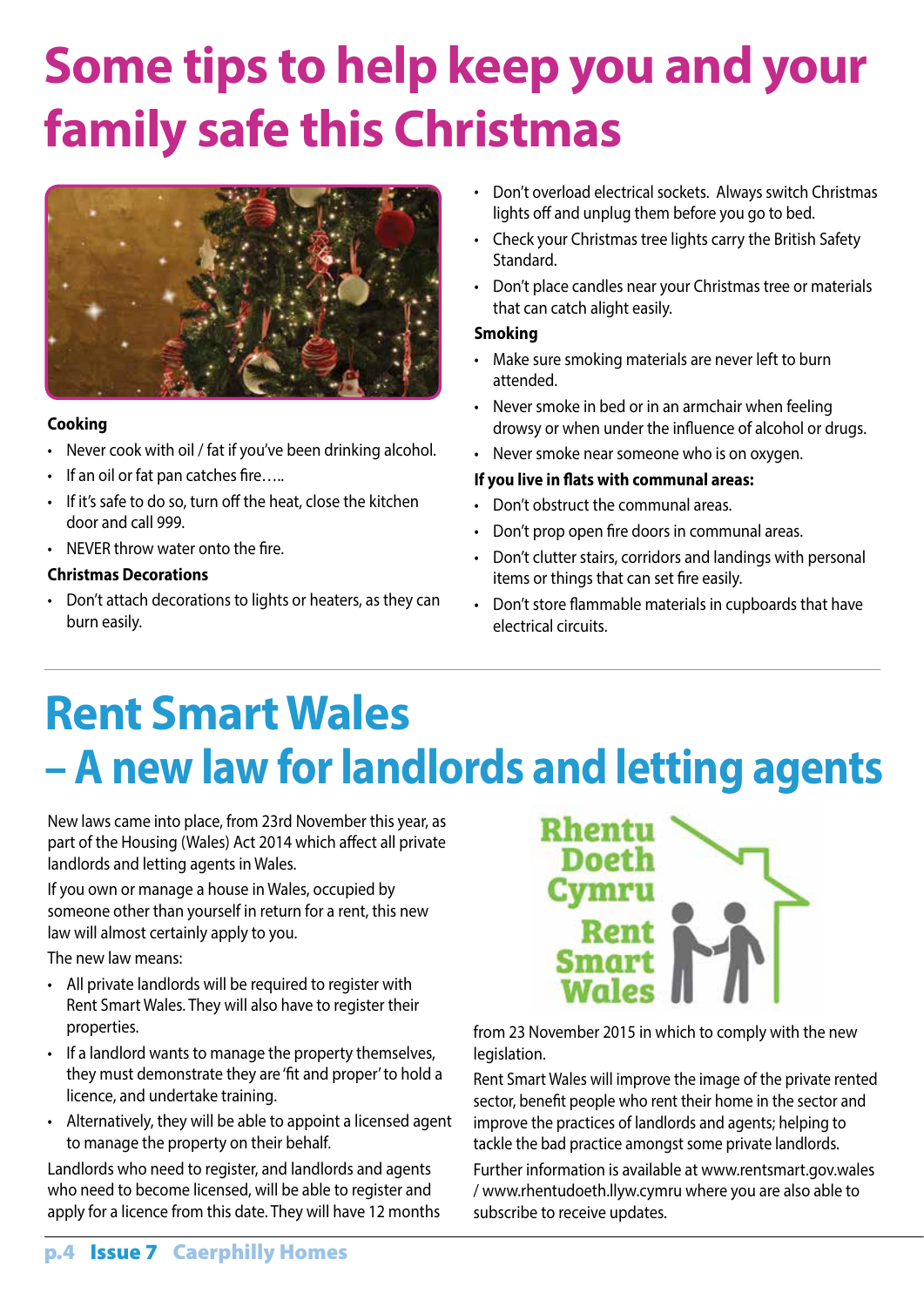# Some tips to help keep you and your family safe this Christmas

**Cooking**

- Never cook with oil / fat if you've been drinking alcohol.
- If an oil or fat pan catches fire…..
- If it's safe to do so, turn off the heat, close the kitchen door and call 999.
- NEVER throw water onto the fire.

**Christmas Decorations**

- Don't attach decorations to lights or heaters, as they can burn easily.
- Don't overload electrical sockets. Always switch Christmas lights off and unplug them before you go to bed.
- Check your Christmas tree lights carry the British Safety Standard.
- Don't place candles near your Christmas tree or materials that can catch alight easily.

**Smoking**

- Make sure smoking materials are never left to burn attended.
- Never smoke in bed or in an armchair when feeling drowsy or when under the influence of alcohol or drugs.
- Never smoke near someone who is on oxygen.

**If you live in flats with communal areas:**

- Don't obstruct the communal areas.
- Don't prop open fire doors in communal areas.
- Don't clutter stairs, corridors and landings with personal items or things that can set fire easily.
- Don't store flammable materials in cupboards that have electrical circuits.

# Rent Smart Wales – A new law for landlords and letting agents

New laws came into place, from 23rd November this year, as part of the Housing (Wales) Act 2014 which affect all private landlords and letting agents in Wales.

If you own or manage a house in Wales, occupied by someone other than yourself in return for a rent, this new law will almost certainly apply to you.

The new law means:

- All private landlords will be required to register with Rent Smart Wales. They will also have to register their properties.
- If a landlord wants to manage the property themselves, they must demonstrate they are 'fit and proper' to hold a licence, and undertake training.
- Alternatively, they will be able to appoint a licensed agent to manage the property on their behalf.

Landlords who need to register, and landlords and agents who need to become licensed, will be able to register and apply for a licence from this date. They will have 12 months from 23 November 2015 in which to comply with the new legislation.

Rhentu Doeth Cymru
Rent Smart Wales

Rent Smart Wales will improve the image of the private rented sector, benefit people who rent their home in the sector and improve the practices of landlords and agents; helping to tackle the bad practice amongst some private landlords.

Further information is available at www.rentsmart.gov.wales / www.rhentudoeth.llyw.cymru where you are also able to subscribe to receive updates.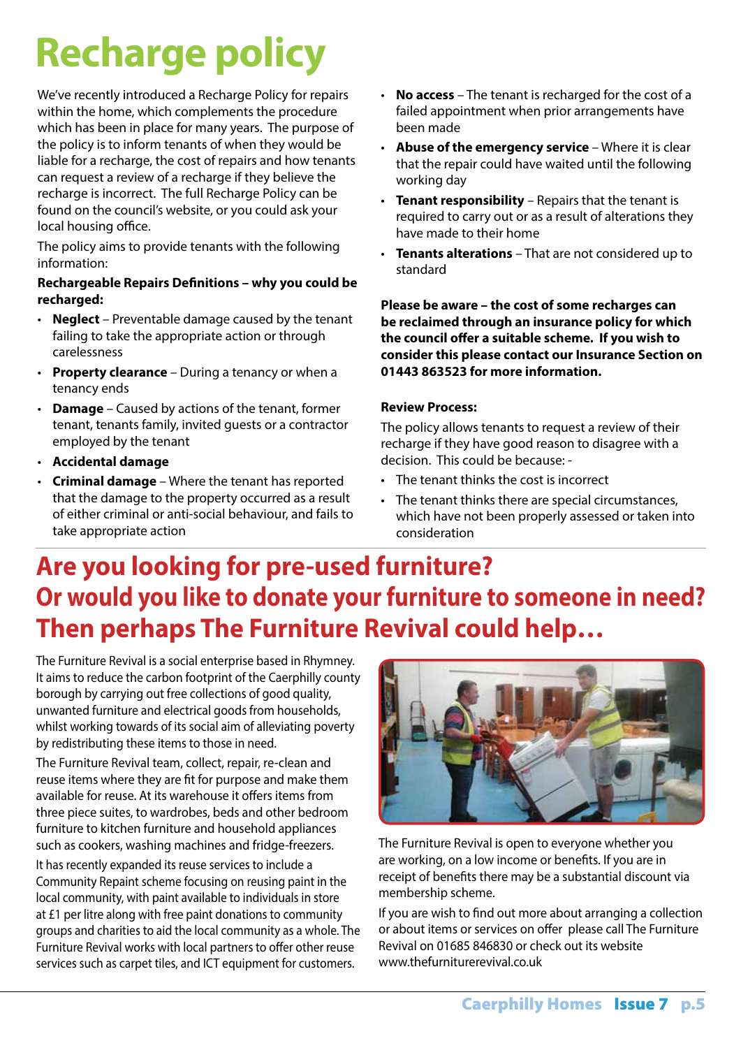# Recharge policy

We've recently introduced a Recharge Policy for repairs within the home, which complements the procedure which has been in place for many years. The purpose of the policy is to inform tenants of when they would be liable for a recharge, the cost of repairs and how tenants can request a review of a recharge if they believe the recharge is incorrect. The full Recharge Policy can be found on the council's website, or you could ask your local housing office.

The policy aims to provide tenants with the following information:

**Rechargeable Repairs Definitions – why you could be recharged:**

- **Neglect** – Preventable damage caused by the tenant failing to take the appropriate action or through carelessness
- **Property clearance** – During a tenancy or when a tenancy ends
- **Damage** – Caused by actions of the tenant, former tenant, tenants family, invited guests or a contractor employed by the tenant
- **Accidental damage**
- **Criminal damage** – Where the tenant has reported that the damage to the property occurred as a result of either criminal or anti-social behaviour, and fails to take appropriate action
- **No access** – The tenant is recharged for the cost of a failed appointment when prior arrangements have been made
- **Abuse of the emergency service** – Where it is clear that the repair could have waited until the following working day
- **Tenant responsibility** – Repairs that the tenant is required to carry out or as a result of alterations they have made to their home
- **Tenants alterations** – That are not considered up to standard

**Please be aware – the cost of some recharges can be reclaimed through an insurance policy for which the council offer a suitable scheme. If you wish to consider this please contact our Insurance Section on 01443 863523 for more information.**

**Review Process:**

The policy allows tenants to request a review of their recharge if they have good reason to disagree with a decision. This could be because: -

- The tenant thinks the cost is incorrect
- The tenant thinks there are special circumstances, which have not been properly assessed or taken into consideration

## Are you looking for pre-used furniture? Or would you like to donate your furniture to someone in need? Then perhaps The Furniture Revival could help…

The Furniture Revival is a social enterprise based in Rhymney. It aims to reduce the carbon footprint of the Caerphilly county borough by carrying out free collections of good quality, unwanted furniture and electrical goods from households, whilst working towards of its social aim of alleviating poverty by redistributing these items to those in need.

The Furniture Revival team, collect, repair, re-clean and reuse items where they are fit for purpose and make them available for reuse. At its warehouse it offers items from three piece suites, to wardrobes, beds and other bedroom furniture to kitchen furniture and household appliances such as cookers, washing machines and fridge-freezers.

It has recently expanded its reuse services to include a Community Repaint scheme focusing on reusing paint in the local community, with paint available to individuals in store at £1 per litre along with free paint donations to community groups and charities to aid the local community as a whole. The Furniture Revival works with local partners to offer other reuse services such as carpet tiles, and ICT equipment for customers.

The Furniture Revival is open to everyone whether you are working, on a low income or benefits. If you are in receipt of benefits there may be a substantial discount via membership scheme.

If you are wish to find out more about arranging a collection or about items or services on offer please call The Furniture Revival on 01685 846830 or check out its website www.thefurniturerevival.co.uk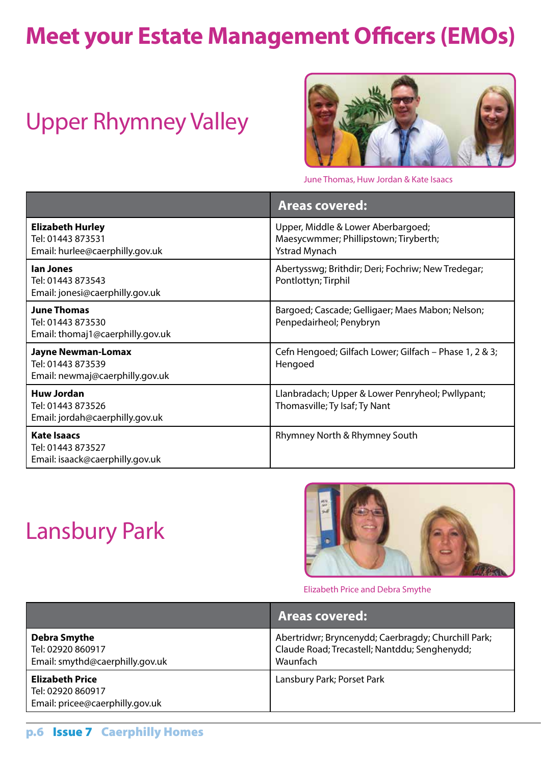# Meet your Estate Management Officers (EMOs)

## Upper Rhymney Valley

June Thomas, Huw Jordan & Kate Isaacs

| | Areas covered: |
|---|---|
| **Elizabeth Hurley**<br>Tel: 01443 873531<br>Email: hurlee@caerphilly.gov.uk | Upper, Middle & Lower Aberbargoed; Maesycwmmer; Phillipstown; Tiryberth; Ystrad Mynach |
| **Ian Jones**<br>Tel: 01443 873543<br>Email: jonesi@caerphilly.gov.uk | Abertysswg; Brithdir; Deri; Fochriw; New Tredegar; Pontlottyn; Tirphil |
| **June Thomas**<br>Tel: 01443 873530<br>Email: thomaj1@caerphilly.gov.uk | Bargoed; Cascade; Gelligaer; Maes Mabon; Nelson; Penpedairheol; Penybryn |
| **Jayne Newman-Lomax**<br>Tel: 01443 873539<br>Email: newmaj@caerphilly.gov.uk | Cefn Hengoed; Gilfach Lower; Gilfach – Phase 1, 2 & 3; Hengoed |
| **Huw Jordan**<br>Tel: 01443 873526<br>Email: jordah@caerphilly.gov.uk | Llanbradach; Upper & Lower Penryheol; Pwllypant; Thomasville; Ty Isaf; Ty Nant |
| **Kate Isaacs**<br>Tel: 01443 873527<br>Email: isaack@caerphilly.gov.uk | Rhymney North & Rhymney South |

## Lansbury Park

Elizabeth Price and Debra Smythe

| | Areas covered: |
|---|---|
| **Debra Smythe**<br>Tel: 02920 860917<br>Email: smythd@caerphilly.gov.uk | Abertridwr; Bryncenydd; Caerbragdy; Churchill Park; Claude Road; Trecastell; Nantddu; Senghenydd; Waunfach |
| **Elizabeth Price**<br>Tel: 02920 860917<br>Email: pricee@caerphilly.gov.uk | Lansbury Park; Porset Park |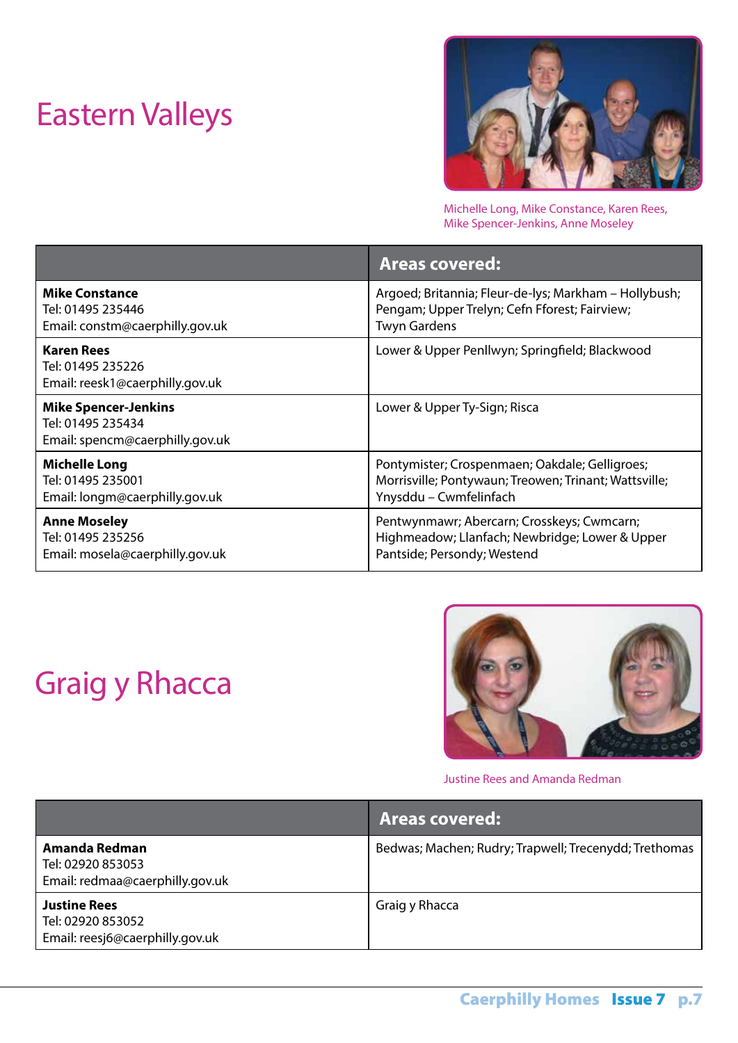# Eastern Valleys

Michelle Long, Mike Constance, Karen Rees, Mike Spencer-Jenkins, Anne Moseley

| | Areas covered: |
|---|---|
| **Mike Constance**<br>Tel: 01495 235446<br>Email: constm@caerphilly.gov.uk | Argoed; Britannia; Fleur-de-lys; Markham – Hollybush; Pengam; Upper Trelyn; Cefn Fforest; Fairview; Twyn Gardens |
| **Karen Rees**<br>Tel: 01495 235226<br>Email: reesk1@caerphilly.gov.uk | Lower & Upper Penllwyn; Springfield; Blackwood |
| **Mike Spencer-Jenkins**<br>Tel: 01495 235434<br>Email: spencm@caerphilly.gov.uk | Lower & Upper Ty-Sign; Risca |
| **Michelle Long**<br>Tel: 01495 235001<br>Email: longm@caerphilly.gov.uk | Pontymister; Crospenmaen; Oakdale; Gelligroes; Morrisville; Pontywaun; Treowen; Trinant; Wattsville; Ynysddu – Cwmfelinfach |
| **Anne Moseley**<br>Tel: 01495 235256<br>Email: mosela@caerphilly.gov.uk | Pentwynmawr; Abercarn; Crosskeys; Cwmcarn; Highmeadow; Llanfach; Newbridge; Lower & Upper Pantside; Persondy; Westend |

# Graig y Rhacca

Justine Rees and Amanda Redman

| | Areas covered: |
|---|---|
| **Amanda Redman**<br>Tel: 02920 853053<br>Email: redmaa@caerphilly.gov.uk | Bedwas; Machen; Rudry; Trapwell; Trecenydd; Trethomas |
| **Justine Rees**<br>Tel: 02920 853052<br>Email: reesj6@caerphilly.gov.uk | Graig y Rhacca |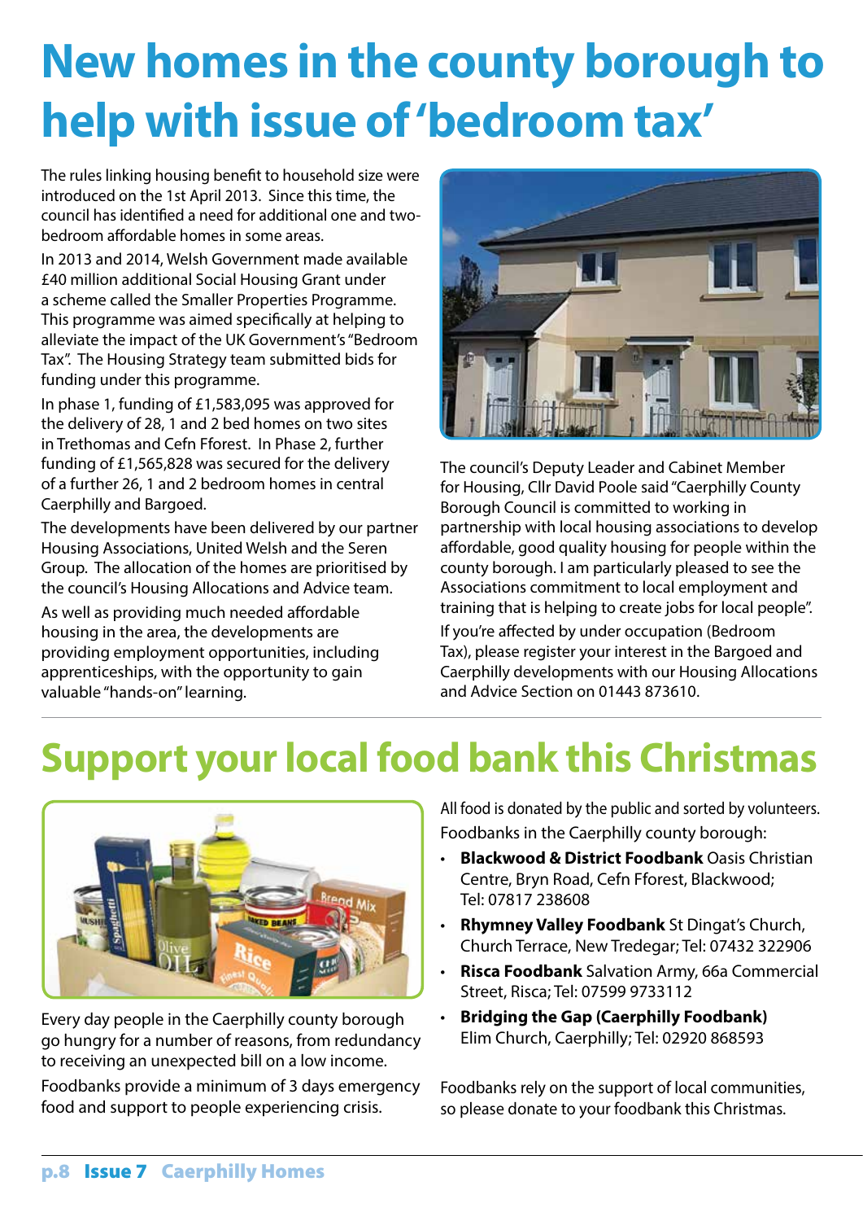# New homes in the county borough to help with issue of 'bedroom tax'

The rules linking housing benefit to household size were introduced on the 1st April 2013. Since this time, the council has identified a need for additional one and two-bedroom affordable homes in some areas.

In 2013 and 2014, Welsh Government made available £40 million additional Social Housing Grant under a scheme called the Smaller Properties Programme. This programme was aimed specifically at helping to alleviate the impact of the UK Government's "Bedroom Tax". The Housing Strategy team submitted bids for funding under this programme.

In phase 1, funding of £1,583,095 was approved for the delivery of 28, 1 and 2 bed homes on two sites in Trethomas and Cefn Fforest. In Phase 2, further funding of £1,565,828 was secured for the delivery of a further 26, 1 and 2 bedroom homes in central Caerphilly and Bargoed.

The developments have been delivered by our partner Housing Associations, United Welsh and the Seren Group. The allocation of the homes are prioritised by the council's Housing Allocations and Advice team.

As well as providing much needed affordable housing in the area, the developments are providing employment opportunities, including apprenticeships, with the opportunity to gain valuable "hands-on" learning.

The council's Deputy Leader and Cabinet Member for Housing, Cllr David Poole said "Caerphilly County Borough Council is committed to working in partnership with local housing associations to develop affordable, good quality housing for people within the county borough. I am particularly pleased to see the Associations commitment to local employment and training that is helping to create jobs for local people".

If you're affected by under occupation (Bedroom Tax), please register your interest in the Bargoed and Caerphilly developments with our Housing Allocations and Advice Section on 01443 873610.

# Support your local food bank this Christmas

Every day people in the Caerphilly county borough go hungry for a number of reasons, from redundancy to receiving an unexpected bill on a low income.

Foodbanks provide a minimum of 3 days emergency food and support to people experiencing crisis.

All food is donated by the public and sorted by volunteers.

Foodbanks in the Caerphilly county borough:

- **Blackwood & District Foodbank** Oasis Christian Centre, Bryn Road, Cefn Fforest, Blackwood; Tel: 07817 238608
- **Rhymney Valley Foodbank** St Dingat's Church, Church Terrace, New Tredegar; Tel: 07432 322906
- **Risca Foodbank** Salvation Army, 66a Commercial Street, Risca; Tel: 07599 9733112
- **Bridging the Gap (Caerphilly Foodbank)** Elim Church, Caerphilly; Tel: 02920 868593

Foodbanks rely on the support of local communities, so please donate to your foodbank this Christmas.